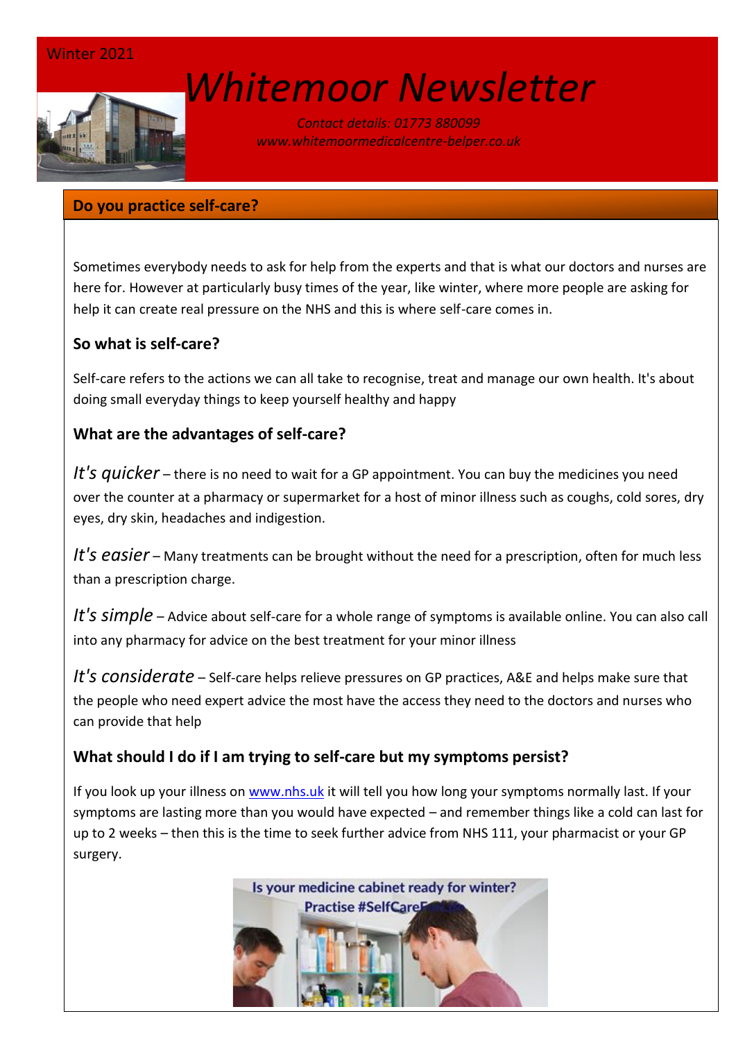Winter 2021

# Whitemoor Newsletter

*Contact details: 01773 880099*
*www.whitemoormedicalcentre-belper.co.uk*

## Do you practice self-care?

Sometimes everybody needs to ask for help from the experts and that is what our doctors and nurses are here for. However at particularly busy times of the year, like winter, where more people are asking for help it can create real pressure on the NHS and this is where self-care comes in.

### So what is self-care?

Self-care refers to the actions we can all take to recognise, treat and manage our own health. It's about doing small everyday things to keep yourself healthy and happy

### What are the advantages of self-care?

*It's quicker* – there is no need to wait for a GP appointment. You can buy the medicines you need over the counter at a pharmacy or supermarket for a host of minor illness such as coughs, cold sores, dry eyes, dry skin, headaches and indigestion.

*It's easier* – Many treatments can be brought without the need for a prescription, often for much less than a prescription charge.

*It's simple* – Advice about self-care for a whole range of symptoms is available online. You can also call into any pharmacy for advice on the best treatment for your minor illness

*It's considerate* – Self-care helps relieve pressures on GP practices, A&E and helps make sure that the people who need expert advice the most have the access they need to the doctors and nurses who can provide that help

### What should I do if I am trying to self-care but my symptoms persist?

If you look up your illness on www.nhs.uk it will tell you how long your symptoms normally last. If your symptoms are lasting more than you would have expected – and remember things like a cold can last for up to 2 weeks – then this is the time to seek further advice from NHS 111, your pharmacist or your GP surgery.

Is your medicine cabinet ready for winter?
Practise #SelfCare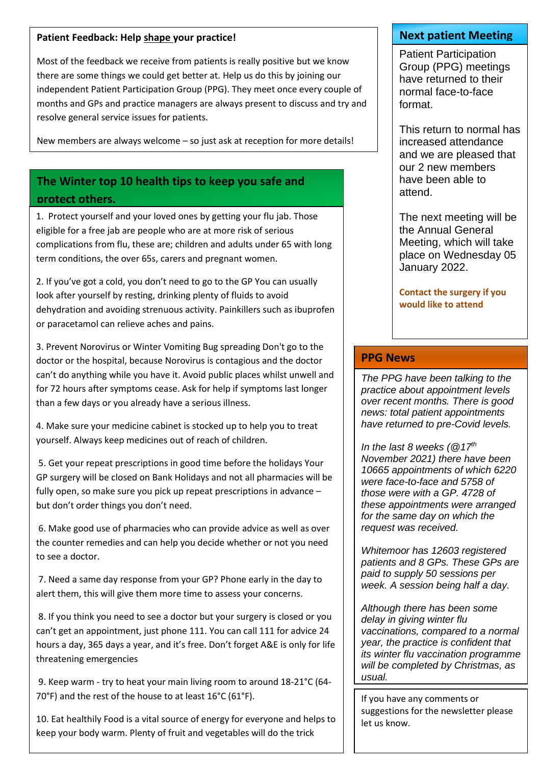**Patient Feedback: Help shape your practice!**

Most of the feedback we receive from patients is really positive but we know there are some things we could get better at. Help us do this by joining our independent Patient Participation Group (PPG). They meet once every couple of months and GPs and practice managers are always present to discuss and try and resolve general service issues for patients.

New members are always welcome – so just ask at reception for more details!

## The Winter top 10 health tips to keep you safe and protect others.

1. Protect yourself and your loved ones by getting your flu jab. Those eligible for a free jab are people who are at more risk of serious complications from flu, these are; children and adults under 65 with long term conditions, the over 65s, carers and pregnant women.

2. If you've got a cold, you don't need to go to the GP You can usually look after yourself by resting, drinking plenty of fluids to avoid dehydration and avoiding strenuous activity. Painkillers such as ibuprofen or paracetamol can relieve aches and pains.

3. Prevent Norovirus or Winter Vomiting Bug spreading Don't go to the doctor or the hospital, because Norovirus is contagious and the doctor can't do anything while you have it. Avoid public places whilst unwell and for 72 hours after symptoms cease. Ask for help if symptoms last longer than a few days or you already have a serious illness.

4. Make sure your medicine cabinet is stocked up to help you to treat yourself. Always keep medicines out of reach of children.

5. Get your repeat prescriptions in good time before the holidays Your GP surgery will be closed on Bank Holidays and not all pharmacies will be fully open, so make sure you pick up repeat prescriptions in advance – but don't order things you don't need.

6. Make good use of pharmacies who can provide advice as well as over the counter remedies and can help you decide whether or not you need to see a doctor.

7. Need a same day response from your GP? Phone early in the day to alert them, this will give them more time to assess your concerns.

8. If you think you need to see a doctor but your surgery is closed or you can't get an appointment, just phone 111. You can call 111 for advice 24 hours a day, 365 days a year, and it's free. Don't forget A&E is only for life threatening emergencies

9. Keep warm - try to heat your main living room to around 18-21°C (64-70°F) and the rest of the house to at least 16°C (61°F).

10. Eat healthily Food is a vital source of energy for everyone and helps to keep your body warm. Plenty of fruit and vegetables will do the trick

## Next patient Meeting

Patient Participation Group (PPG) meetings have returned to their normal face-to-face format.

This return to normal has increased attendance and we are pleased that our 2 new members have been able to attend.

The next meeting will be the Annual General Meeting, which will take place on Wednesday 05 January 2022.

**Contact the surgery if you would like to attend**

## PPG News

*The PPG have been talking to the practice about appointment levels over recent months. There is good news: total patient appointments have returned to pre-Covid levels.*

*In the last 8 weeks (@17th November 2021) there have been 10665 appointments of which 6220 were face-to-face and 5758 of those were with a GP. 4728 of these appointments were arranged for the same day on which the request was received.*

*Whitemoor has 12603 registered patients and 8 GPs. These GPs are paid to supply 50 sessions per week. A session being half a day.*

*Although there has been some delay in giving winter flu vaccinations, compared to a normal year, the practice is confident that its winter flu vaccination programme will be completed by Christmas, as usual.*

If you have any comments or suggestions for the newsletter please let us know.